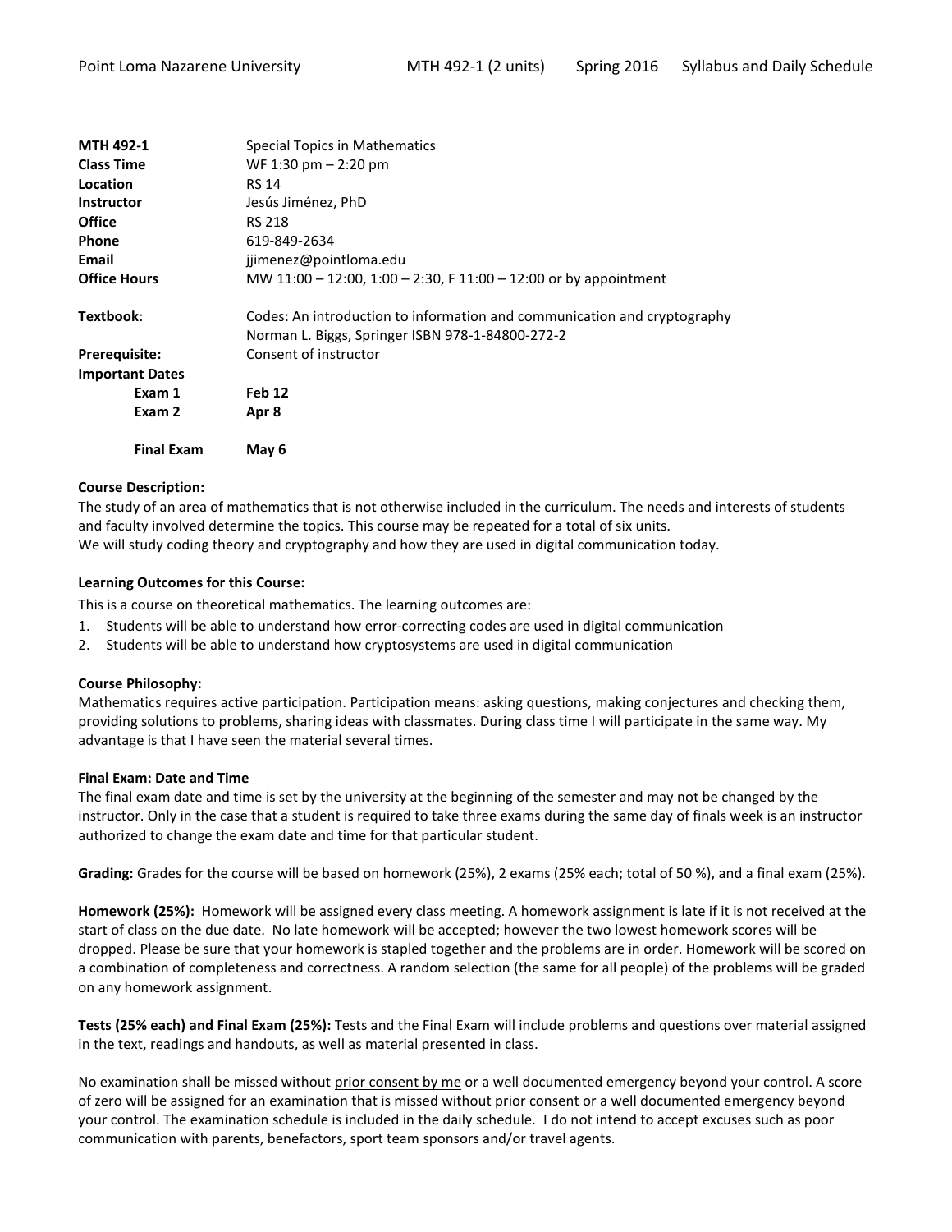| | |
|---|---|
| **MTH 492-1** | Special Topics in Mathematics |
| **Class Time** | WF 1:30 pm – 2:20 pm |
| **Location** | RS 14 |
| **Instructor** | Jesús Jiménez, PhD |
| **Office** | RS 218 |
| **Phone** | 619-849-2634 |
| **Email** | jjimenez@pointloma.edu |
| **Office Hours** | MW 11:00 – 12:00, 1:00 – 2:30, F 11:00 – 12:00 or by appointment |
| **Textbook**: | Codes: An introduction to information and communication and cryptography<br>Norman L. Biggs, Springer ISBN 978-1-84800-272-2 |
| **Prerequisite:** | Consent of instructor |
| **Important Dates** | |
| **Exam 1** | **Feb 12** |
| **Exam 2** | **Apr 8** |
| **Final Exam** | **May 6** |

**Course Description:**

The study of an area of mathematics that is not otherwise included in the curriculum. The needs and interests of students and faculty involved determine the topics. This course may be repeated for a total of six units.
We will study coding theory and cryptography and how they are used in digital communication today.

**Learning Outcomes for this Course:**

This is a course on theoretical mathematics. The learning outcomes are:

1. Students will be able to understand how error-correcting codes are used in digital communication
2. Students will be able to understand how cryptosystems are used in digital communication

**Course Philosophy:**

Mathematics requires active participation. Participation means: asking questions, making conjectures and checking them, providing solutions to problems, sharing ideas with classmates. During class time I will participate in the same way. My advantage is that I have seen the material several times.

**Final Exam: Date and Time**

The final exam date and time is set by the university at the beginning of the semester and may not be changed by the instructor. Only in the case that a student is required to take three exams during the same day of finals week is an instructor authorized to change the exam date and time for that particular student.

**Grading:** Grades for the course will be based on homework (25%), 2 exams (25% each; total of 50 %), and a final exam (25%).

**Homework (25%):** Homework will be assigned every class meeting. A homework assignment is late if it is not received at the start of class on the due date. No late homework will be accepted; however the two lowest homework scores will be dropped. Please be sure that your homework is stapled together and the problems are in order. Homework will be scored on a combination of completeness and correctness. A random selection (the same for all people) of the problems will be graded on any homework assignment.

**Tests (25% each) and Final Exam (25%):** Tests and the Final Exam will include problems and questions over material assigned in the text, readings and handouts, as well as material presented in class.

No examination shall be missed without prior consent by me or a well documented emergency beyond your control. A score of zero will be assigned for an examination that is missed without prior consent or a well documented emergency beyond your control. The examination schedule is included in the daily schedule. I do not intend to accept excuses such as poor communication with parents, benefactors, sport team sponsors and/or travel agents.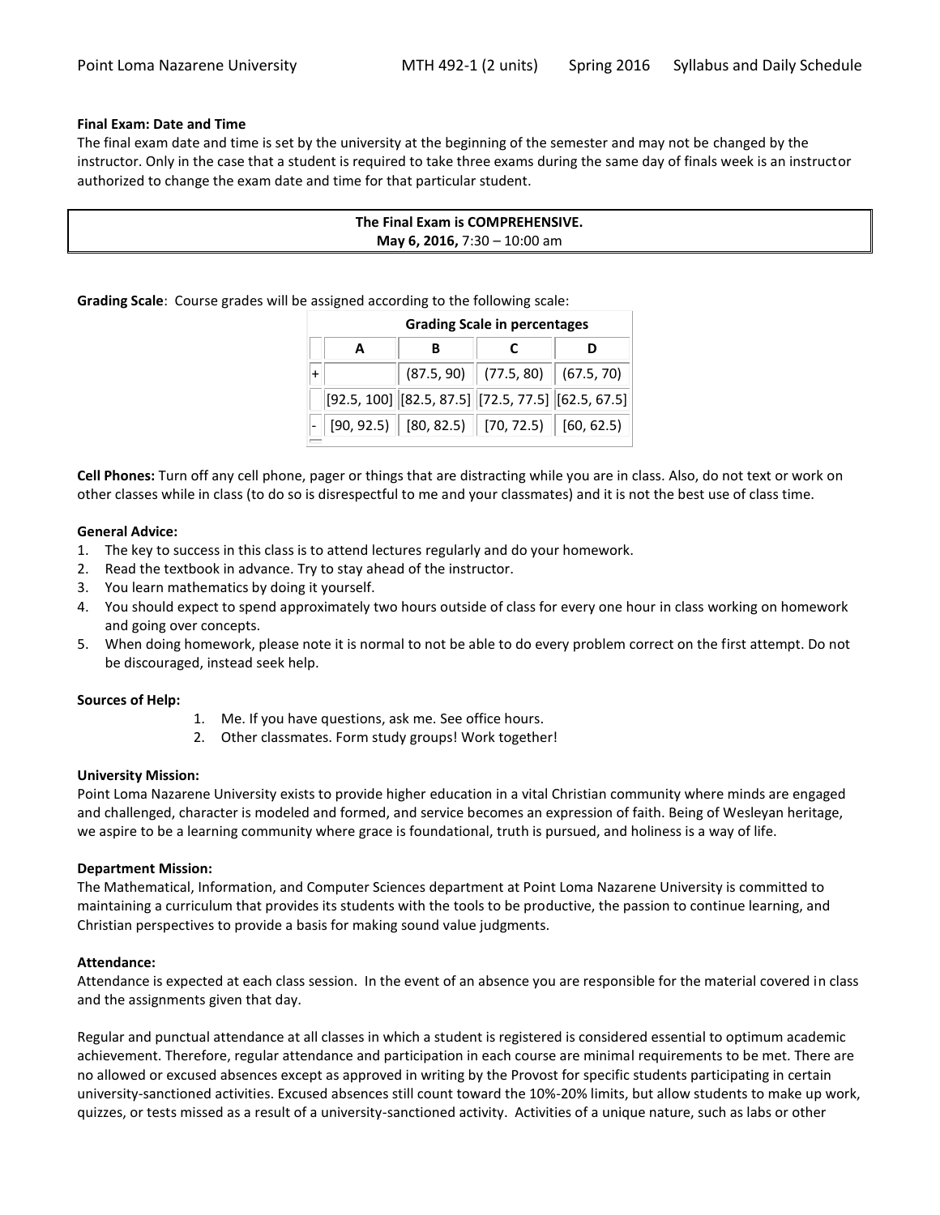**Final Exam: Date and Time**

The final exam date and time is set by the university at the beginning of the semester and may not be changed by the instructor. Only in the case that a student is required to take three exams during the same day of finals week is an instructor authorized to change the exam date and time for that particular student.

| **The Final Exam is COMPREHENSIVE.** **May 6, 2016,** 7:30 – 10:00 am |
|---|

**Grading Scale**: Course grades will be assigned according to the following scale:

| | **Grading Scale in percentages** | | | |
|---|---|---|---|---|
| | **A** | **B** | **C** | **D** |
| + | | (87.5, 90) | (77.5, 80) | (67.5, 70) |
| | [92.5, 100] | [82.5, 87.5] | [72.5, 77.5] | [62.5, 67.5] |
| - | [90, 92.5) | [80, 82.5) | [70, 72.5) | [60, 62.5) |

**Cell Phones:** Turn off any cell phone, pager or things that are distracting while you are in class. Also, do not text or work on other classes while in class (to do so is disrespectful to me and your classmates) and it is not the best use of class time.

**General Advice:**

1. The key to success in this class is to attend lectures regularly and do your homework.
2. Read the textbook in advance. Try to stay ahead of the instructor.
3. You learn mathematics by doing it yourself.
4. You should expect to spend approximately two hours outside of class for every one hour in class working on homework and going over concepts.
5. When doing homework, please note it is normal to not be able to do every problem correct on the first attempt. Do not be discouraged, instead seek help.

**Sources of Help:**

1. Me. If you have questions, ask me. See office hours.
2. Other classmates. Form study groups! Work together!

**University Mission:**

Point Loma Nazarene University exists to provide higher education in a vital Christian community where minds are engaged and challenged, character is modeled and formed, and service becomes an expression of faith. Being of Wesleyan heritage, we aspire to be a learning community where grace is foundational, truth is pursued, and holiness is a way of life.

**Department Mission:**

The Mathematical, Information, and Computer Sciences department at Point Loma Nazarene University is committed to maintaining a curriculum that provides its students with the tools to be productive, the passion to continue learning, and Christian perspectives to provide a basis for making sound value judgments.

**Attendance:**

Attendance is expected at each class session. In the event of an absence you are responsible for the material covered in class and the assignments given that day.

Regular and punctual attendance at all classes in which a student is registered is considered essential to optimum academic achievement. Therefore, regular attendance and participation in each course are minimal requirements to be met. There are no allowed or excused absences except as approved in writing by the Provost for specific students participating in certain university-sanctioned activities. Excused absences still count toward the 10%-20% limits, but allow students to make up work, quizzes, or tests missed as a result of a university-sanctioned activity. Activities of a unique nature, such as labs or other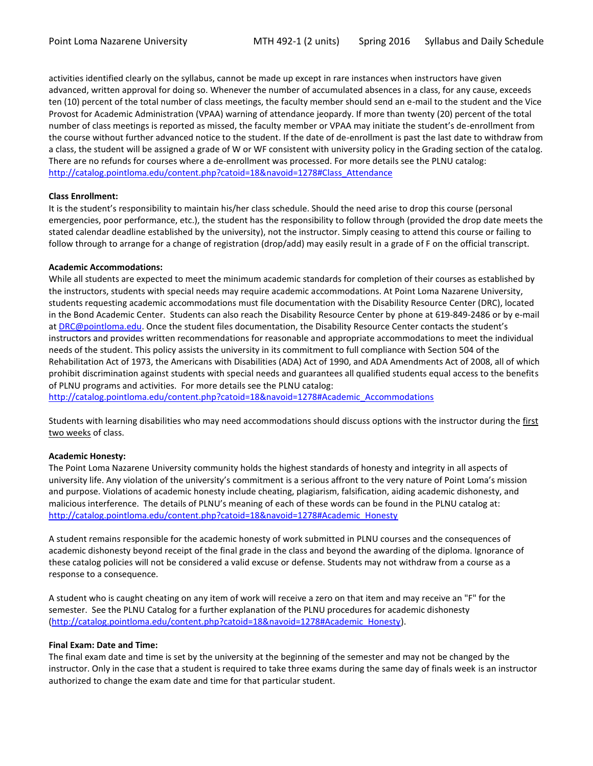activities identified clearly on the syllabus, cannot be made up except in rare instances when instructors have given advanced, written approval for doing so. Whenever the number of accumulated absences in a class, for any cause, exceeds ten (10) percent of the total number of class meetings, the faculty member should send an e-mail to the student and the Vice Provost for Academic Administration (VPAA) warning of attendance jeopardy. If more than twenty (20) percent of the total number of class meetings is reported as missed, the faculty member or VPAA may initiate the student's de-enrollment from the course without further advanced notice to the student. If the date of de-enrollment is past the last date to withdraw from a class, the student will be assigned a grade of W or WF consistent with university policy in the Grading section of the catalog. There are no refunds for courses where a de-enrollment was processed. For more details see the PLNU catalog: http://catalog.pointloma.edu/content.php?catoid=18&navoid=1278#Class_Attendance

**Class Enrollment:**
It is the student's responsibility to maintain his/her class schedule. Should the need arise to drop this course (personal emergencies, poor performance, etc.), the student has the responsibility to follow through (provided the drop date meets the stated calendar deadline established by the university), not the instructor. Simply ceasing to attend this course or failing to follow through to arrange for a change of registration (drop/add) may easily result in a grade of F on the official transcript.

**Academic Accommodations:**
While all students are expected to meet the minimum academic standards for completion of their courses as established by the instructors, students with special needs may require academic accommodations. At Point Loma Nazarene University, students requesting academic accommodations must file documentation with the Disability Resource Center (DRC), located in the Bond Academic Center. Students can also reach the Disability Resource Center by phone at 619-849-2486 or by e-mail at DRC@pointloma.edu. Once the student files documentation, the Disability Resource Center contacts the student's instructors and provides written recommendations for reasonable and appropriate accommodations to meet the individual needs of the student. This policy assists the university in its commitment to full compliance with Section 504 of the Rehabilitation Act of 1973, the Americans with Disabilities (ADA) Act of 1990, and ADA Amendments Act of 2008, all of which prohibit discrimination against students with special needs and guarantees all qualified students equal access to the benefits of PLNU programs and activities. For more details see the PLNU catalog: http://catalog.pointloma.edu/content.php?catoid=18&navoid=1278#Academic_Accommodations

Students with learning disabilities who may need accommodations should discuss options with the instructor during the first two weeks of class.

**Academic Honesty:**
The Point Loma Nazarene University community holds the highest standards of honesty and integrity in all aspects of university life. Any violation of the university's commitment is a serious affront to the very nature of Point Loma's mission and purpose. Violations of academic honesty include cheating, plagiarism, falsification, aiding academic dishonesty, and malicious interference. The details of PLNU's meaning of each of these words can be found in the PLNU catalog at: http://catalog.pointloma.edu/content.php?catoid=18&navoid=1278#Academic_Honesty

A student remains responsible for the academic honesty of work submitted in PLNU courses and the consequences of academic dishonesty beyond receipt of the final grade in the class and beyond the awarding of the diploma. Ignorance of these catalog policies will not be considered a valid excuse or defense. Students may not withdraw from a course as a response to a consequence.

A student who is caught cheating on any item of work will receive a zero on that item and may receive an "F" for the semester. See the PLNU Catalog for a further explanation of the PLNU procedures for academic dishonesty (http://catalog.pointloma.edu/content.php?catoid=18&navoid=1278#Academic_Honesty).

**Final Exam: Date and Time:**
The final exam date and time is set by the university at the beginning of the semester and may not be changed by the instructor. Only in the case that a student is required to take three exams during the same day of finals week is an instructor authorized to change the exam date and time for that particular student.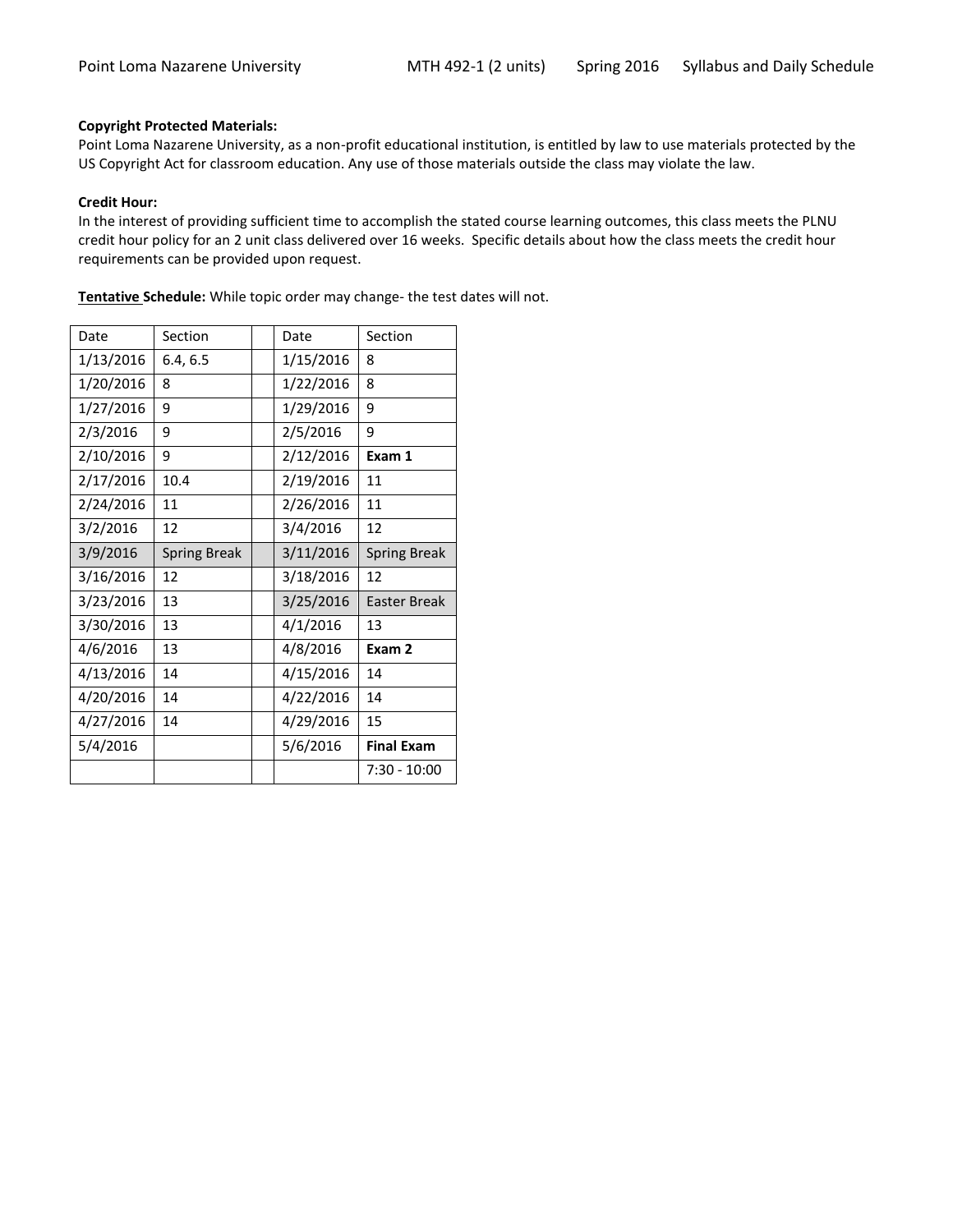**Copyright Protected Materials:**
Point Loma Nazarene University, as a non-profit educational institution, is entitled by law to use materials protected by the US Copyright Act for classroom education. Any use of those materials outside the class may violate the law.

**Credit Hour:**
In the interest of providing sufficient time to accomplish the stated course learning outcomes, this class meets the PLNU credit hour policy for an 2 unit class delivered over 16 weeks. Specific details about how the class meets the credit hour requirements can be provided upon request.

**Tentative Schedule:** While topic order may change- the test dates will not.

| Date | Section | | Date | Section |
|---|---|---|---|---|
| 1/13/2016 | 6.4, 6.5 | | 1/15/2016 | 8 |
| 1/20/2016 | 8 | | 1/22/2016 | 8 |
| 1/27/2016 | 9 | | 1/29/2016 | 9 |
| 2/3/2016 | 9 | | 2/5/2016 | 9 |
| 2/10/2016 | 9 | | 2/12/2016 | **Exam 1** |
| 2/17/2016 | 10.4 | | 2/19/2016 | 11 |
| 2/24/2016 | 11 | | 2/26/2016 | 11 |
| 3/2/2016 | 12 | | 3/4/2016 | 12 |
| 3/9/2016 | Spring Break | | 3/11/2016 | Spring Break |
| 3/16/2016 | 12 | | 3/18/2016 | 12 |
| 3/23/2016 | 13 | | 3/25/2016 | Easter Break |
| 3/30/2016 | 13 | | 4/1/2016 | 13 |
| 4/6/2016 | 13 | | 4/8/2016 | **Exam 2** |
| 4/13/2016 | 14 | | 4/15/2016 | 14 |
| 4/20/2016 | 14 | | 4/22/2016 | 14 |
| 4/27/2016 | 14 | | 4/29/2016 | 15 |
| 5/4/2016 | | | 5/6/2016 | **Final Exam** |
| | | | | 7:30 - 10:00 |